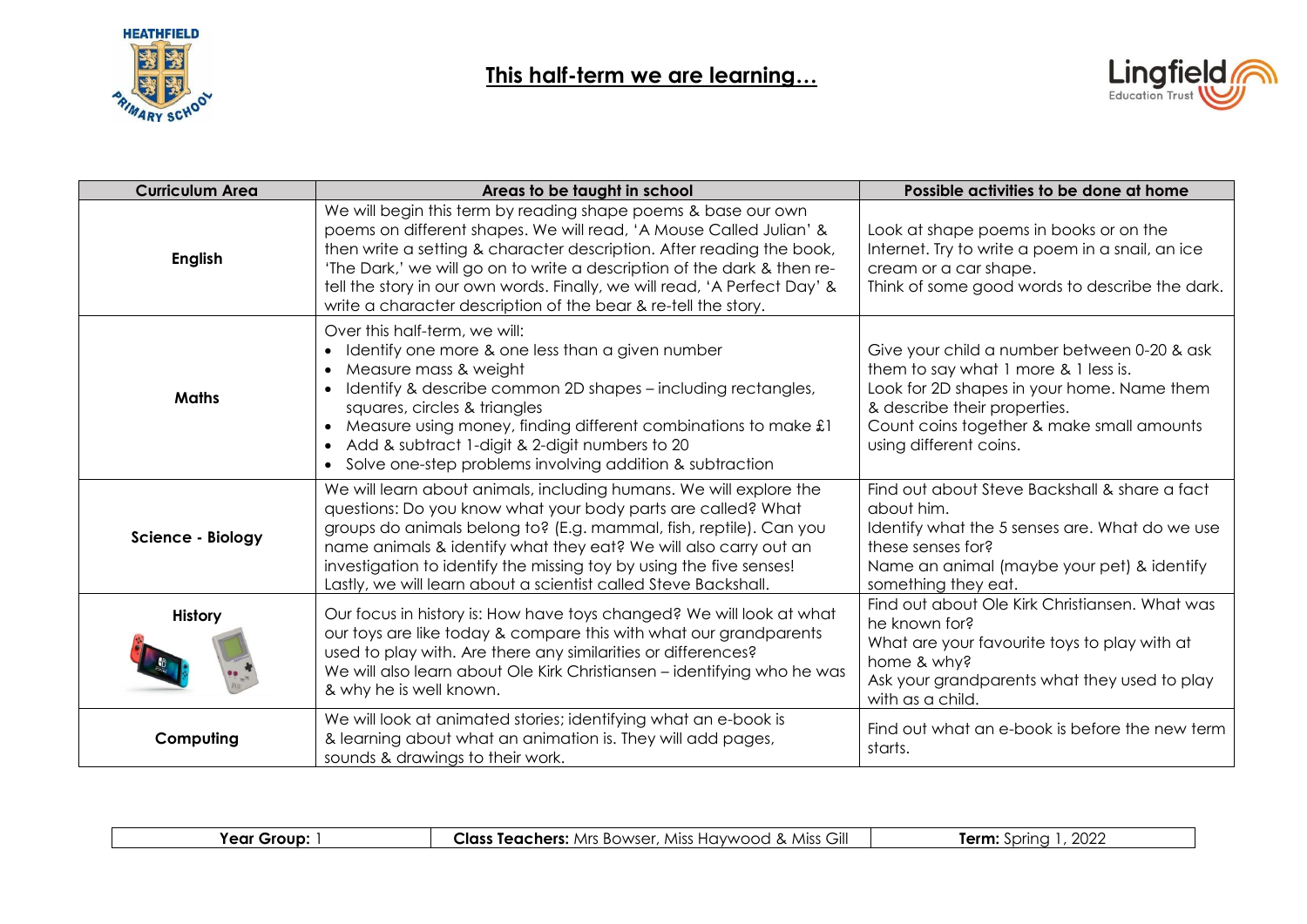# This half-term we are learning…

| Curriculum Area | Areas to be taught in school | Possible activities to be done at home |
|---|---|---|
| **English** | We will begin this term by reading shape poems & base our own poems on different shapes. We will read, 'A Mouse Called Julian' & then write a setting & character description. After reading the book, 'The Dark,' we will go on to write a description of the dark & then re-tell the story in our own words. Finally, we will read, 'A Perfect Day' & write a character description of the bear & re-tell the story. | Look at shape poems in books or on the Internet. Try to write a poem in a snail, an ice cream or a car shape.<br>Think of some good words to describe the dark. |
| **Maths** | Over this half-term, we will:<br>• Identify one more & one less than a given number<br>• Measure mass & weight<br>• Identify & describe common 2D shapes – including rectangles, squares, circles & triangles<br>• Measure using money, finding different combinations to make £1<br>• Add & subtract 1-digit & 2-digit numbers to 20<br>• Solve one-step problems involving addition & subtraction | Give your child a number between 0-20 & ask them to say what 1 more & 1 less is.<br>Look for 2D shapes in your home. Name them & describe their properties.<br>Count coins together & make small amounts using different coins. |
| **Science - Biology** | We will learn about animals, including humans. We will explore the questions: Do you know what your body parts are called? What groups do animals belong to? (E.g. mammal, fish, reptile). Can you name animals & identify what they eat? We will also carry out an investigation to identify the missing toy by using the five senses! Lastly, we will learn about a scientist called Steve Backshall. | Find out about Steve Backshall & share a fact about him.<br>Identify what the 5 senses are. What do we use these senses for?<br>Name an animal (maybe your pet) & identify something they eat. |
| **History** | Our focus in history is: How have toys changed? We will look at what our toys are like today & compare this with what our grandparents used to play with. Are there any similarities or differences?<br>We will also learn about Ole Kirk Christiansen – identifying who he was & why he is well known. | Find out about Ole Kirk Christiansen. What was he known for?<br>What are your favourite toys to play with at home & why?<br>Ask your grandparents what they used to play with as a child. |
| **Computing** | We will look at animated stories; identifying what an e-book is & learning about what an animation is. They will add pages, sounds & drawings to their work. | Find out what an e-book is before the new term starts. |

| **Year Group:** 1 | **Class Teachers:** Mrs Bowser, Miss Haywood & Miss Gill | **Term:** Spring 1, 2022 |
|---|---|---|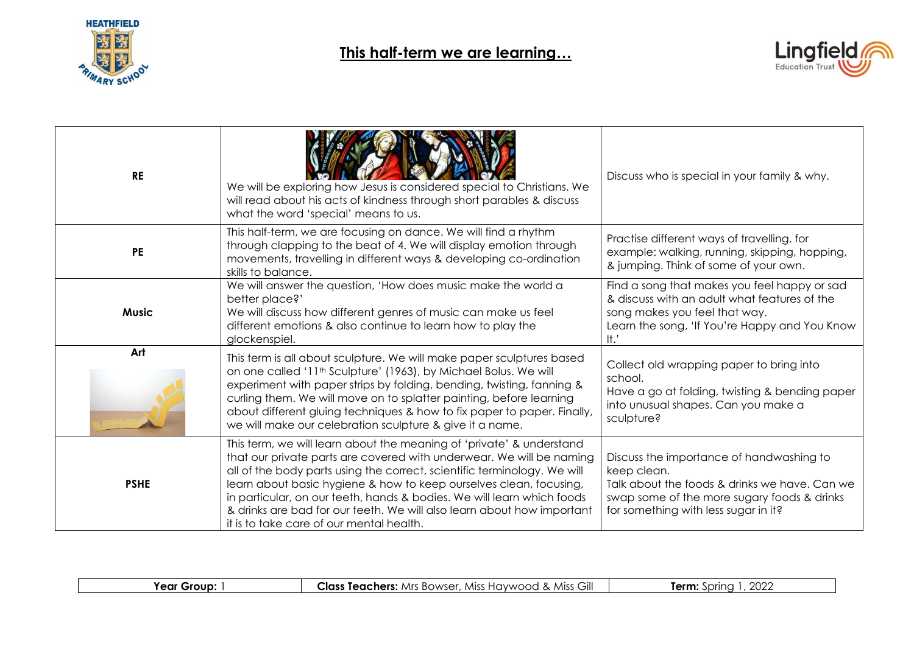# This half-term we are learning…

| | | |
|---|---|---|
| **RE** | We will be exploring how Jesus is considered special to Christians. We will read about his acts of kindness through short parables & discuss what the word 'special' means to us. | Discuss who is special in your family & why. |
| **PE** | This half-term, we are focusing on dance. We will find a rhythm through clapping to the beat of 4. We will display emotion through movements, travelling in different ways & developing co-ordination skills to balance. | Practise different ways of travelling, for example: walking, running, skipping, hopping, & jumping. Think of some of your own. |
| **Music** | We will answer the question, 'How does music make the world a better place?' We will discuss how different genres of music can make us feel different emotions & also continue to learn how to play the glockenspiel. | Find a song that makes you feel happy or sad & discuss with an adult what features of the song makes you feel that way. Learn the song, 'If You're Happy and You Know It.' |
| **Art** | This term is all about sculpture. We will make paper sculptures based on one called '11th Sculpture' (1963), by Michael Bolus. We will experiment with paper strips by folding, bending, twisting, fanning & curling them. We will move on to splatter painting, before learning about different gluing techniques & how to fix paper to paper. Finally, we will make our celebration sculpture & give it a name. | Collect old wrapping paper to bring into school. Have a go at folding, twisting & bending paper into unusual shapes. Can you make a sculpture? |
| **PSHE** | This term, we will learn about the meaning of 'private' & understand that our private parts are covered with underwear. We will be naming all of the body parts using the correct, scientific terminology. We will learn about basic hygiene & how to keep ourselves clean, focusing, in particular, on our teeth, hands & bodies. We will learn which foods & drinks are bad for our teeth. We will also learn about how important it is to take care of our mental health. | Discuss the importance of handwashing to keep clean. Talk about the foods & drinks we have. Can we swap some of the more sugary foods & drinks for something with less sugar in it? |

| **Year Group:** 1 | **Class Teachers:** Mrs Bowser, Miss Haywood & Miss Gill | **Term:** Spring 1, 2022 |
|---|---|---|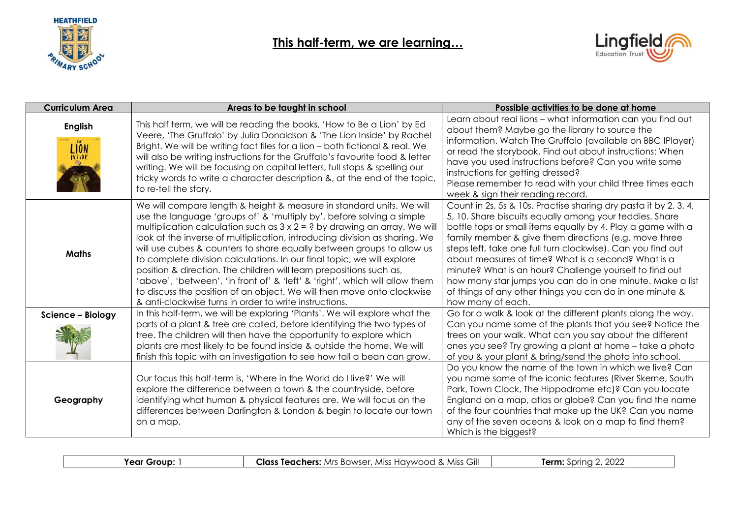# This half-term, we are learning…

| Curriculum Area | Areas to be taught in school | Possible activities to be done at home |
|---|---|---|
| **English** | This half term, we will be reading the books, 'How to Be a Lion' by Ed Veere, 'The Gruffalo' by Julia Donaldson & 'The Lion Inside' by Rachel Bright. We will be writing fact files for a lion – both fictional & real. We will also be writing instructions for the Gruffalo's favourite food & letter writing. We will be focusing on capital letters, full stops & spelling our tricky words to write a character description &, at the end of the topic, to re-tell the story. | Learn about real lions – what information can you find out about them? Maybe go the library to source the information. Watch The Gruffalo (available on BBC IPlayer) or read the storybook. Find out about instructions: When have you used instructions before? Can you write some instructions for getting dressed? Please remember to read with your child three times each week & sign their reading record. |
| **Maths** | We will compare length & height & measure in standard units. We will use the language 'groups of' & 'multiply by', before solving a simple multiplication calculation such as 3 x 2 = ? by drawing an array. We will look at the inverse of multiplication, introducing division as sharing. We will use cubes & counters to share equally between groups to allow us to complete division calculations. In our final topic, we will explore position & direction. The children will learn prepositions such as, 'above', 'between', 'in front of' & 'left' & 'right', which will allow them to discuss the position of an object. We will then move onto clockwise & anti-clockwise turns in order to write instructions. | Count in 2s, 5s & 10s. Practise sharing dry pasta it by 2, 3, 4, 5, 10. Share biscuits equally among your teddies. Share bottle tops or small items equally by 4. Play a game with a family member & give them directions (e.g. move three steps left, take one full turn clockwise). Can you find out about measures of time? What is a second? What is a minute? What is an hour? Challenge yourself to find out how many star jumps you can do in one minute. Make a list of things of any other things you can do in one minute & how many of each. |
| **Science – Biology** | In this half-term, we will be exploring 'Plants'. We will explore what the parts of a plant & tree are called, before identifying the two types of tree. The children will then have the opportunity to explore which plants are most likely to be found inside & outside the home. We will finish this topic with an investigation to see how tall a bean can grow. | Go for a walk & look at the different plants along the way. Can you name some of the plants that you see? Notice the trees on your walk. What can you say about the different ones you see? Try growing a plant at home – take a photo of you & your plant & bring/send the photo into school. |
| **Geography** | Our focus this half-term is, 'Where in the World do I live?' We will explore the difference between a town & the countryside, before identifying what human & physical features are. We will focus on the differences between Darlington & London & begin to locate our town on a map. | Do you know the name of the town in which we live? Can you name some of the iconic features (River Skerne, South Park, Town Clock, The Hippodrome etc)? Can you locate England on a map, atlas or globe? Can you find the name of the four countries that make up the UK? Can you name any of the seven oceans & look on a map to find them? Which is the biggest? |

| **Year Group:** 1 | **Class Teachers:** Mrs Bowser, Miss Haywood & Miss Gill | **Term:** Spring 2, 2022 |
|---|---|---|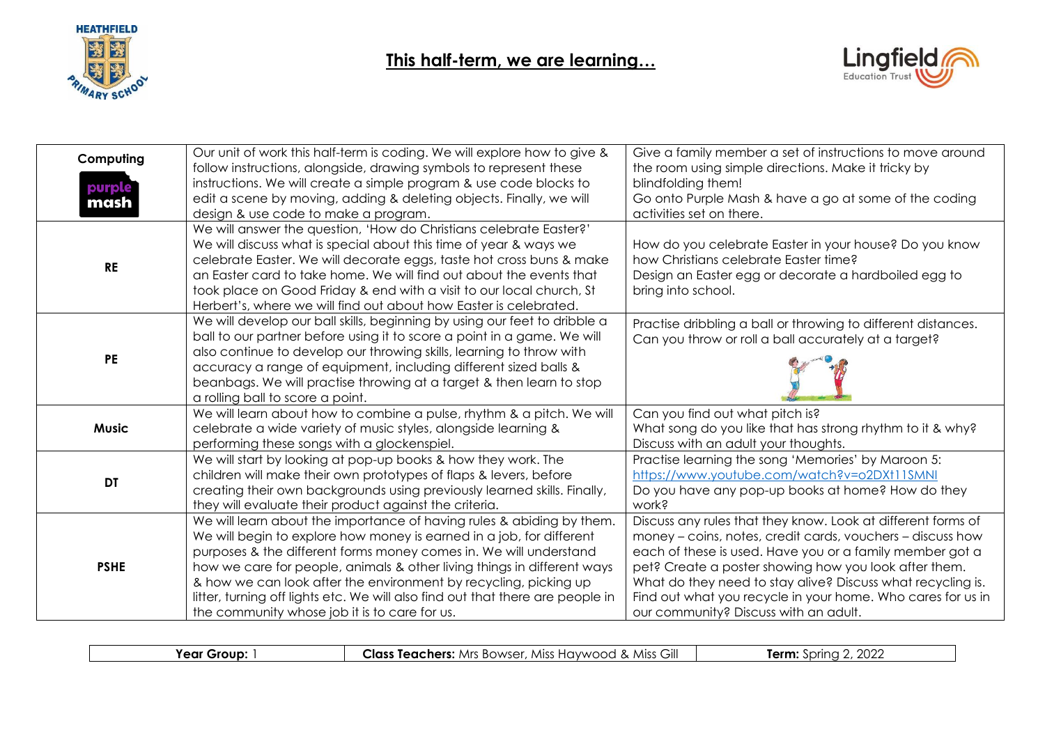# This half-term, we are learning…

| | | |
|---|---|---|
| **Computing** | Our unit of work this half-term is coding. We will explore how to give & follow instructions, alongside, drawing symbols to represent these instructions. We will create a simple program & use code blocks to edit a scene by moving, adding & deleting objects. Finally, we will design & use code to make a program. | Give a family member a set of instructions to move around the room using simple directions. Make it tricky by blindfolding them! Go onto Purple Mash & have a go at some of the coding activities set on there. |
| **RE** | We will answer the question, 'How do Christians celebrate Easter?' We will discuss what is special about this time of year & ways we celebrate Easter. We will decorate eggs, taste hot cross buns & make an Easter card to take home. We will find out about the events that took place on Good Friday & end with a visit to our local church, St Herbert's, where we will find out about how Easter is celebrated. | How do you celebrate Easter in your house? Do you know how Christians celebrate Easter time? Design an Easter egg or decorate a hardboiled egg to bring into school. |
| **PE** | We will develop our ball skills, beginning by using our feet to dribble a ball to our partner before using it to score a point in a game. We will also continue to develop our throwing skills, learning to throw with accuracy a range of equipment, including different sized balls & beanbags. We will practise throwing at a target & then learn to stop a rolling ball to score a point. | Practise dribbling a ball or throwing to different distances. Can you throw or roll a ball accurately at a target? |
| **Music** | We will learn about how to combine a pulse, rhythm & a pitch. We will celebrate a wide variety of music styles, alongside learning & performing these songs with a glockenspiel. | Can you find out what pitch is? What song do you like that has strong rhythm to it & why? Discuss with an adult your thoughts. |
| **DT** | We will start by looking at pop-up books & how they work. The children will make their own prototypes of flaps & levers, before creating their own backgrounds using previously learned skills. Finally, they will evaluate their product against the criteria. | Practise learning the song 'Memories' by Maroon 5: https://www.youtube.com/watch?v=o2DXt11SMNI Do you have any pop-up books at home? How do they work? |
| **PSHE** | We will learn about the importance of having rules & abiding by them. We will begin to explore how money is earned in a job, for different purposes & the different forms money comes in. We will understand how we care for people, animals & other living things in different ways & how we can look after the environment by recycling, picking up litter, turning off lights etc. We will also find out that there are people in the community whose job it is to care for us. | Discuss any rules that they know. Look at different forms of money – coins, notes, credit cards, vouchers – discuss how each of these is used. Have you or a family member got a pet? Create a poster showing how you look after them. What do they need to stay alive? Discuss what recycling is. Find out what you recycle in your home. Who cares for us in our community? Discuss with an adult. |

| | | |
|---|---|---|
| **Year Group:** 1 | **Class Teachers:** Mrs Bowser, Miss Haywood & Miss Gill | **Term:** Spring 2, 2022 |